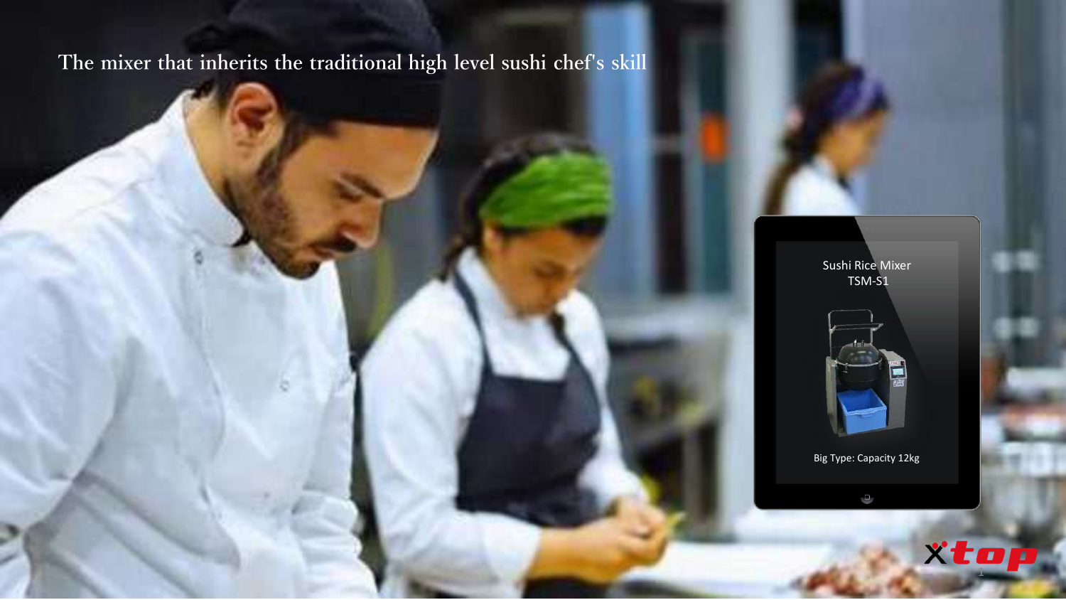The mixer that inherits the traditional high level sushi chef's skill

Sushi Rice Mixer
TSM-S1

Big Type: Capacity 12kg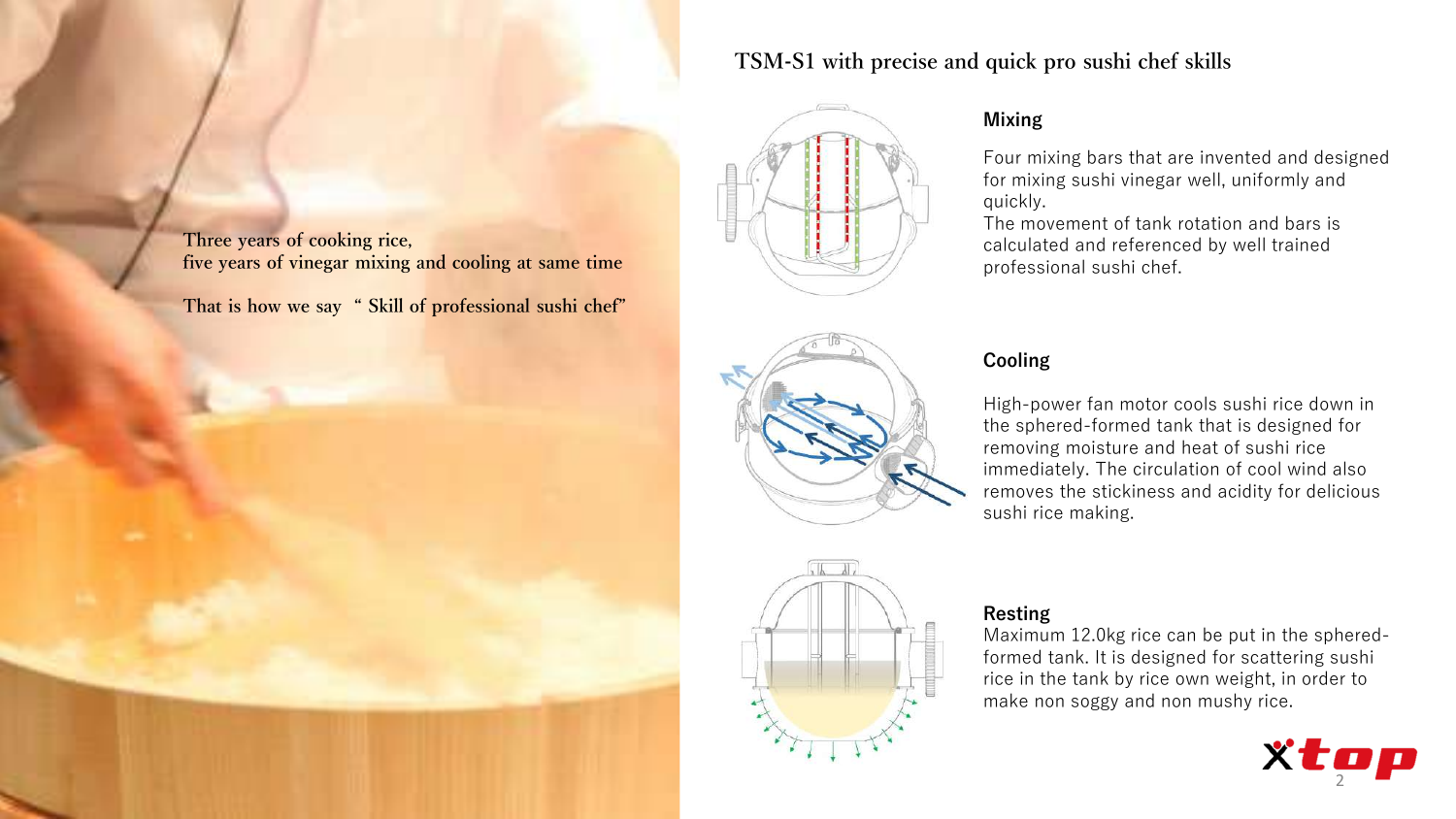Three years of cooking rice,
five years of vinegar mixing and cooling at same time

That is how we say " Skill of professional sushi chef"

## TSM-S1 with precise and quick pro sushi chef skills

### Mixing

Four mixing bars that are invented and designed for mixing sushi vinegar well, uniformly and quickly.
The movement of tank rotation and bars is calculated and referenced by well trained professional sushi chef.

### Cooling

High-power fan motor cools sushi rice down in the sphered-formed tank that is designed for removing moisture and heat of sushi rice immediately. The circulation of cool wind also removes the stickiness and acidity for delicious sushi rice making.

### Resting

Maximum 12.0kg rice can be put in the sphered-formed tank. It is designed for scattering sushi rice in the tank by rice own weight, in order to make non soggy and non mushy rice.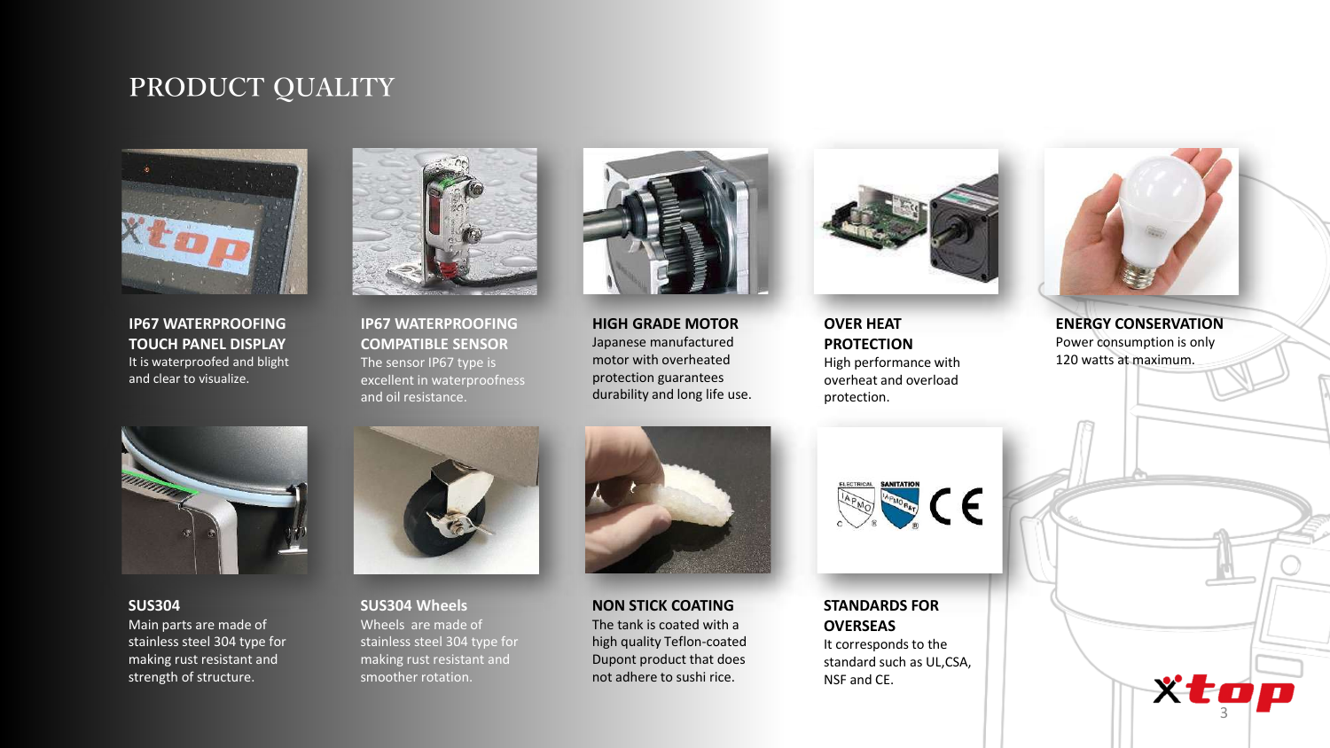# PRODUCT QUALITY

**IP67 WATERPROOFING TOUCH PANEL DISPLAY**
It is waterproofed and blight and clear to visualize.

**IP67 WATERPROOFING COMPATIBLE SENSOR**
The sensor IP67 type is excellent in waterproofness and oil resistance.

**HIGH GRADE MOTOR**
Japanese manufactured motor with overheated protection guarantees durability and long life use.

**OVER HEAT PROTECTION**
High performance with overheat and overload protection.

**ENERGY CONSERVATION**
Power consumption is only 120 watts at maximum.

**SUS304**
Main parts are made of stainless steel 304 type for making rust resistant and strength of structure.

**SUS304 Wheels**
Wheels are made of stainless steel 304 type for making rust resistant and smoother rotation.

**NON STICK COATING**
The tank is coated with a high quality Teflon-coated Dupont product that does not adhere to sushi rice.

**STANDARDS FOR OVERSEAS**
It corresponds to the standard such as UL,CSA, NSF and CE.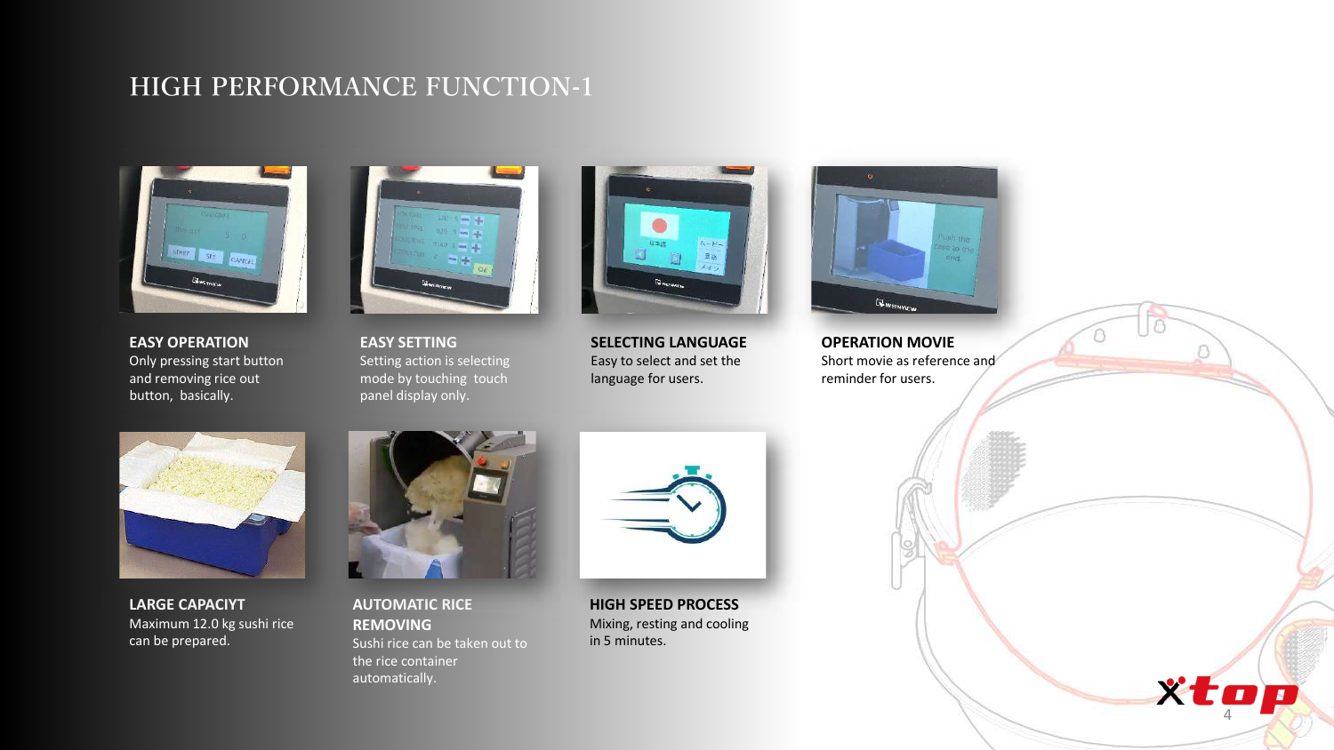# HIGH PERFORMANCE FUNCTION-1

**EASY OPERATION**
Only pressing start button and removing rice out button, basically.

**EASY SETTING**
Setting action is selecting mode by touching touch panel display only.

**SELECTING LANGUAGE**
Easy to select and set the language for users.

**OPERATION MOVIE**
Short movie as reference and reminder for users.

**LARGE CAPACIYT**
Maximum 12.0 kg sushi rice can be prepared.

**AUTOMATIC RICE REMOVING**
Sushi rice can be taken out to the rice container automatically.

**HIGH SPEED PROCESS**
Mixing, resting and cooling in 5 minutes.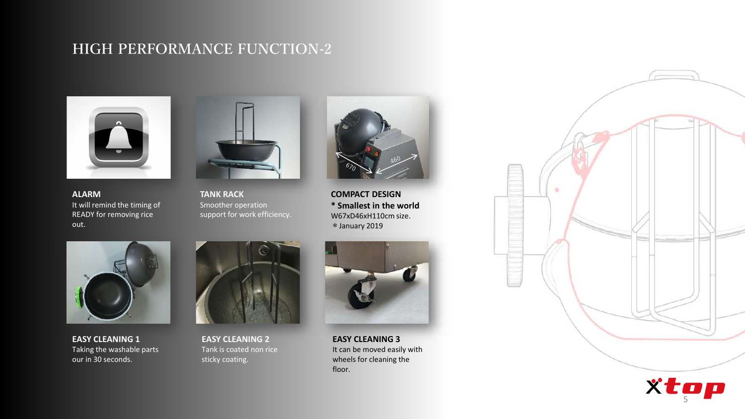# HIGH PERFORMANCE FUNCTION-2

**ALARM**
It will remind the timing of READY for removing rice out.

**TANK RACK**
Smoother operation support for work efficiency.

**COMPACT DESIGN**
**\* Smallest in the world**
W67xD46xH110cm size.
＊January 2019

**EASY CLEANING 1**
Taking the washable parts our in 30 seconds.

**EASY CLEANING 2**
Tank is coated non rice sticky coating.

**EASY CLEANING 3**
It can be moved easily with wheels for cleaning the floor.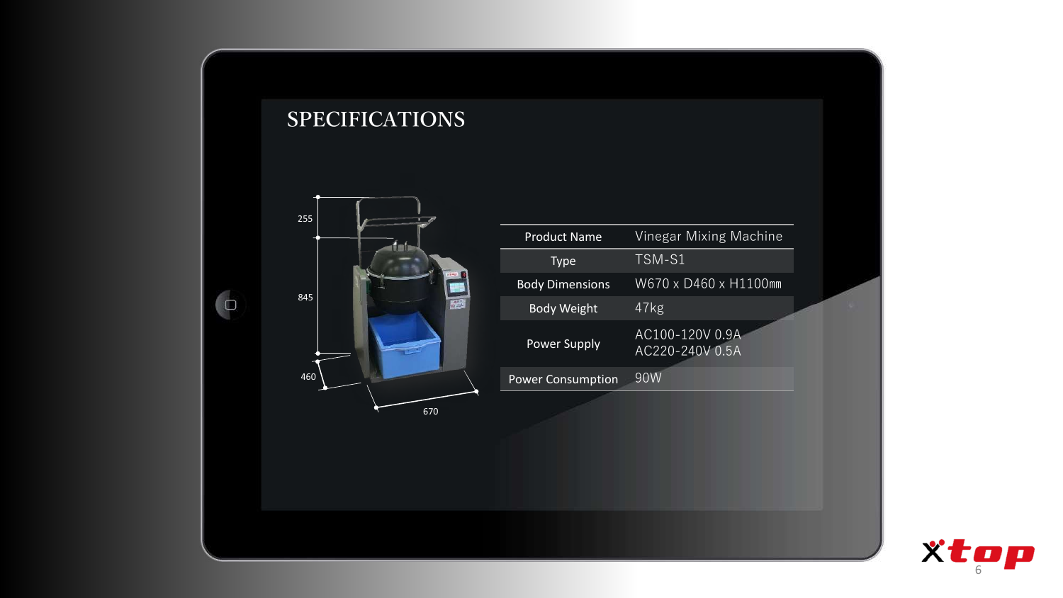# SPECIFICATIONS

255

845

460

670

| Product Name | Vinegar Mixing Machine |
|---|---|
| Type | TSM-S1 |
| Body Dimensions | W670 x D460 x H1100㎜ |
| Body Weight | 47kg |
| Power Supply | AC100-120V 0.9A<br>AC220-240V 0.5A |
| Power Consumption | 90W |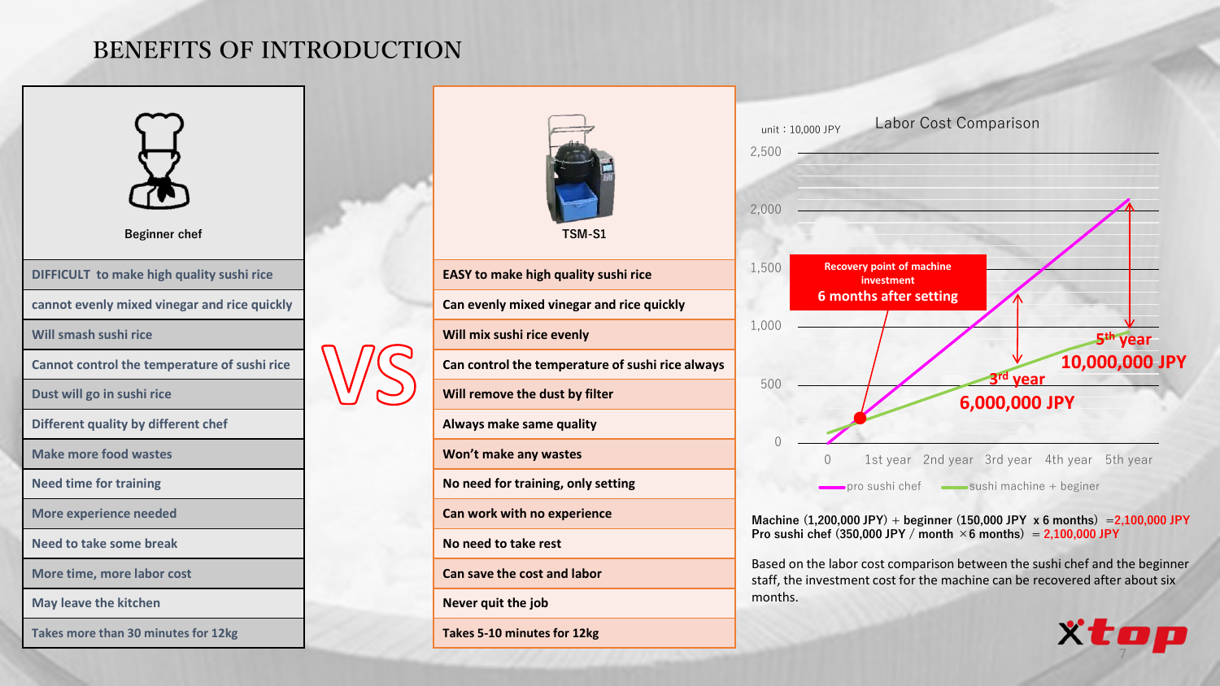# BENEFITS OF INTRODUCTION

| Beginner chef | | TSM-S1 |
|---|---|---|
| DIFFICULT to make high quality sushi rice | VS | EASY to make high quality sushi rice |
| cannot evenly mixed vinegar and rice quickly | | Can evenly mixed vinegar and rice quickly |
| Will smash sushi rice | | Will mix sushi rice evenly |
| Cannot control the temperature of sushi rice | | Can control the temperature of sushi rice always |
| Dust will go in sushi rice | | Will remove the dust by filter |
| Different quality by different chef | | Always make same quality |
| Make more food wastes | | Won't make any wastes |
| Need time for training | | No need for training, only setting |
| More experience needed | | Can work with no experience |
| Need to take some break | | No need to take rest |
| More time, more labor cost | | Can save the cost and labor |
| May leave the kitchen | | Never quit the job |
| Takes more than 30 minutes for 12kg | | Takes 5-10 minutes for 12kg |

Labor Cost Comparison

unit：10,000 JPY

2,500
2,000
1,500
1,000
500
0

0 1st year 2nd year 3rd year 4th year 5th year

Recovery point of machine investment
6 months after setting

3rd year
6,000,000 JPY

5th year
10,000,000 JPY

pro sushi chef
sushi machine + beginer

Machine（1,200,000 JPY）+ beginner（150,000 JPY x 6 months）=2,100,000 JPY
Pro sushi chef（350,000 JPY / month ×6 months）= 2,100,000 JPY

Based on the labor cost comparison between the sushi chef and the beginner staff, the investment cost for the machine can be recovered after about six months.

xtop